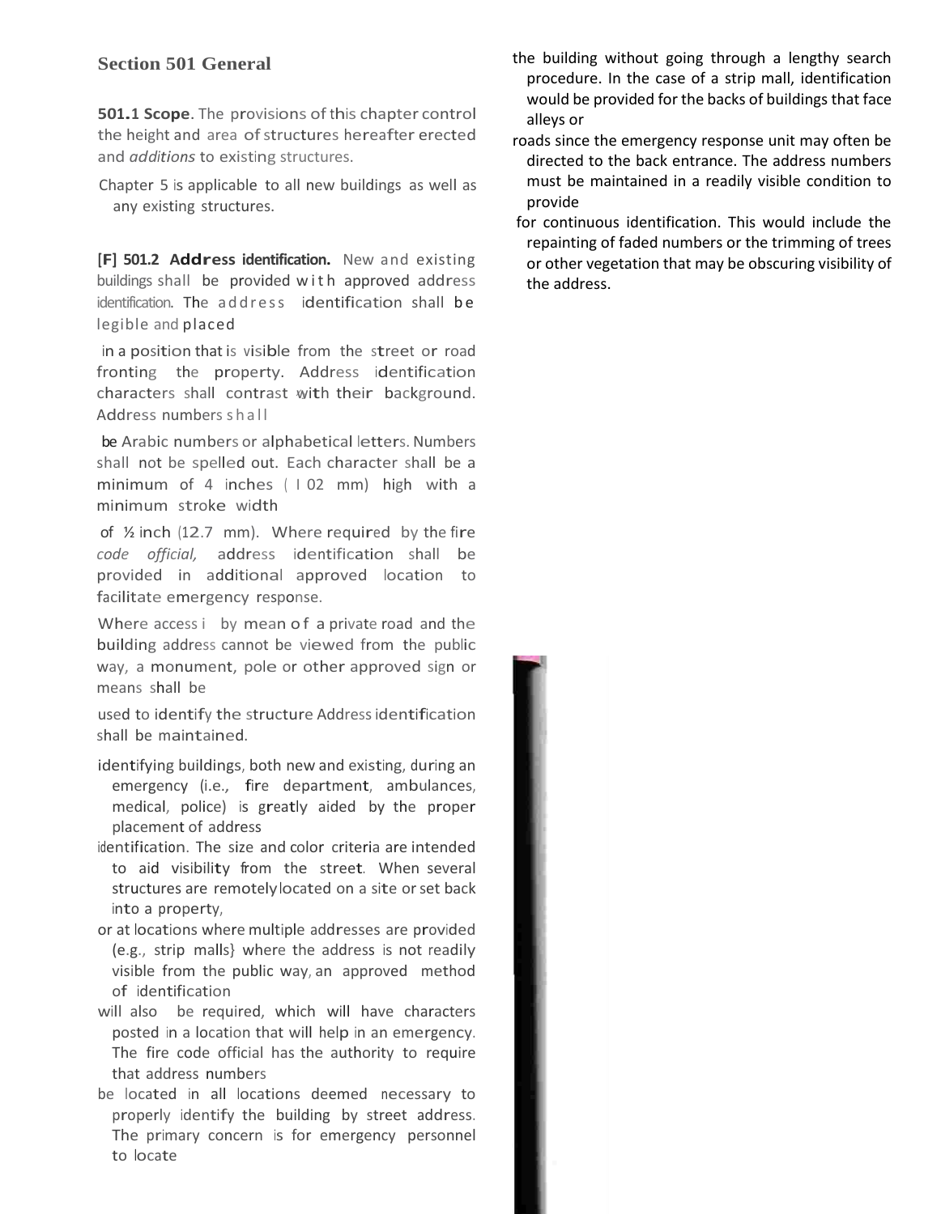## Section 501 General

**501.1 Scope**. The provisions of this chapter control the height and area of structures hereafter erected and *additions* to existing structures.

Chapter 5 is applicable to all new buildings as well as any existing structures.

**[F] 501.2 Address identification.** New and existing buildings shall be provided with approved address identification. The address identification shall be legible and placed in a position that is visible from the street or road fronting the property. Address identification characters shall contrast with their background. Address numbers shall be Arabic numbers or alphabetical letters. Numbers shall not be spelled out. Each character shall be a minimum of 4 inches ( I 02 mm) high with a minimum stroke width of ½ inch (12.7 mm). Where required by the fire *code official,* address identification shall be provided in additional approved location to facilitate emergency response.

Where access i by mean of a private road and the building address cannot be viewed from the public way, a monument, pole or other approved sign or means shall be used to identify the structure Address identification shall be maintained.

identifying buildings, both new and existing, during an emergency (i.e., fire department, ambulances, medical, police) is greatly aided by the proper placement of address identification. The size and color criteria are intended to aid visibility from the street. When several structures are remotely located on a site or set back into a property, or at locations where multiple addresses are provided (e.g., strip malls} where the address is not readily visible from the public way, an approved method of identification will also be required, which will have characters posted in a location that will help in an emergency. The fire code official has the authority to require that address numbers be located in all locations deemed necessary to properly identify the building by street address. The primary concern is for emergency personnel to locate the building without going through a lengthy search procedure. In the case of a strip mall, identification would be provided for the backs of buildings that face alleys or roads since the emergency response unit may often be directed to the back entrance. The address numbers must be maintained in a readily visible condition to provide for continuous identification. This would include the repainting of faded numbers or the trimming of trees or other vegetation that may be obscuring visibility of the address.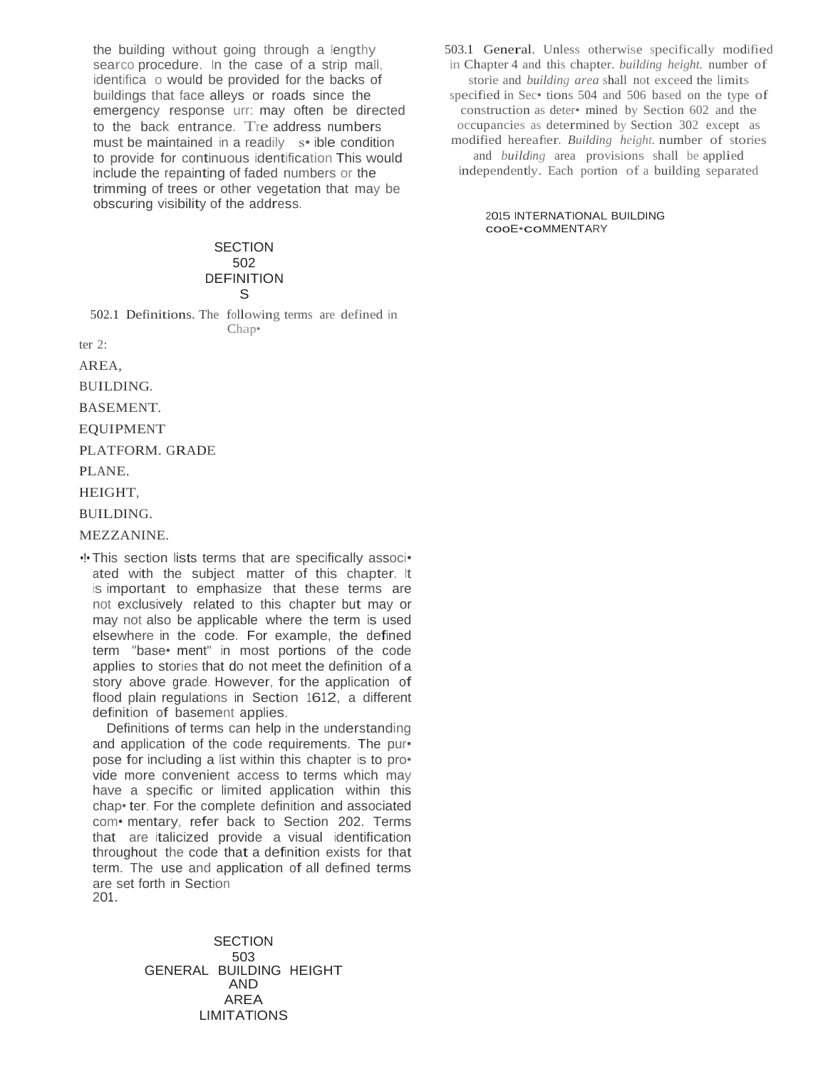the building without going through a lengthy searco procedure. In the case of a strip mall, identifica o would be provided for the backs of buildings that face alleys or roads since the emergency response urr: may often be directed to the back entrance. Tre address numbers must be maintained in a readily s• ible condition to provide for continuous identification This would include the repainting of faded numbers or the trimming of trees or other vegetation that may be obscuring visibility of the address.

## SECTION 502 DEFINITIONS

502.1 Definitions. The following terms are defined in Chap• ter 2:

AREA,

BUILDING.

BASEMENT.

EQUIPMENT

PLATFORM. GRADE

PLANE.

HEIGHT,

BUILDING.

MEZZANINE.

•!• This section lists terms that are specifically associ• ated with the subject matter of this chapter. It is important to emphasize that these terms are not exclusively related to this chapter but may or may not also be applicable where the term is used elsewhere in the code. For example, the defined term "base• ment" in most portions of the code applies to stories that do not meet the definition of a story above grade. However, for the application of flood plain regulations in Section 1612, a different definition of basement applies.

Definitions of terms can help in the understanding and application of the code requirements. The pur• pose for including a list within this chapter is to pro• vide more convenient access to terms which may have a specific or limited application within this chap• ter. For the complete definition and associated com• mentary, refer back to Section 202. Terms that are italicized provide a visual identification throughout the code that a definition exists for that term. The use and application of all defined terms are set forth in Section 201.

## SECTION 503 GENERAL BUILDING HEIGHT AND AREA LIMITATIONS

503.1 General. Unless otherwise specifically modified in Chapter 4 and this chapter. *building height.* number of storie and *building area* shall not exceed the limits specified in Sec• tions 504 and 506 based on the type of construction as deter• mined by Section 602 and the occupancies as determined by Section 302 except as modified hereafter. *Building height.* number of stories and *building* area provisions shall be applied independently. Each portion of a building separated